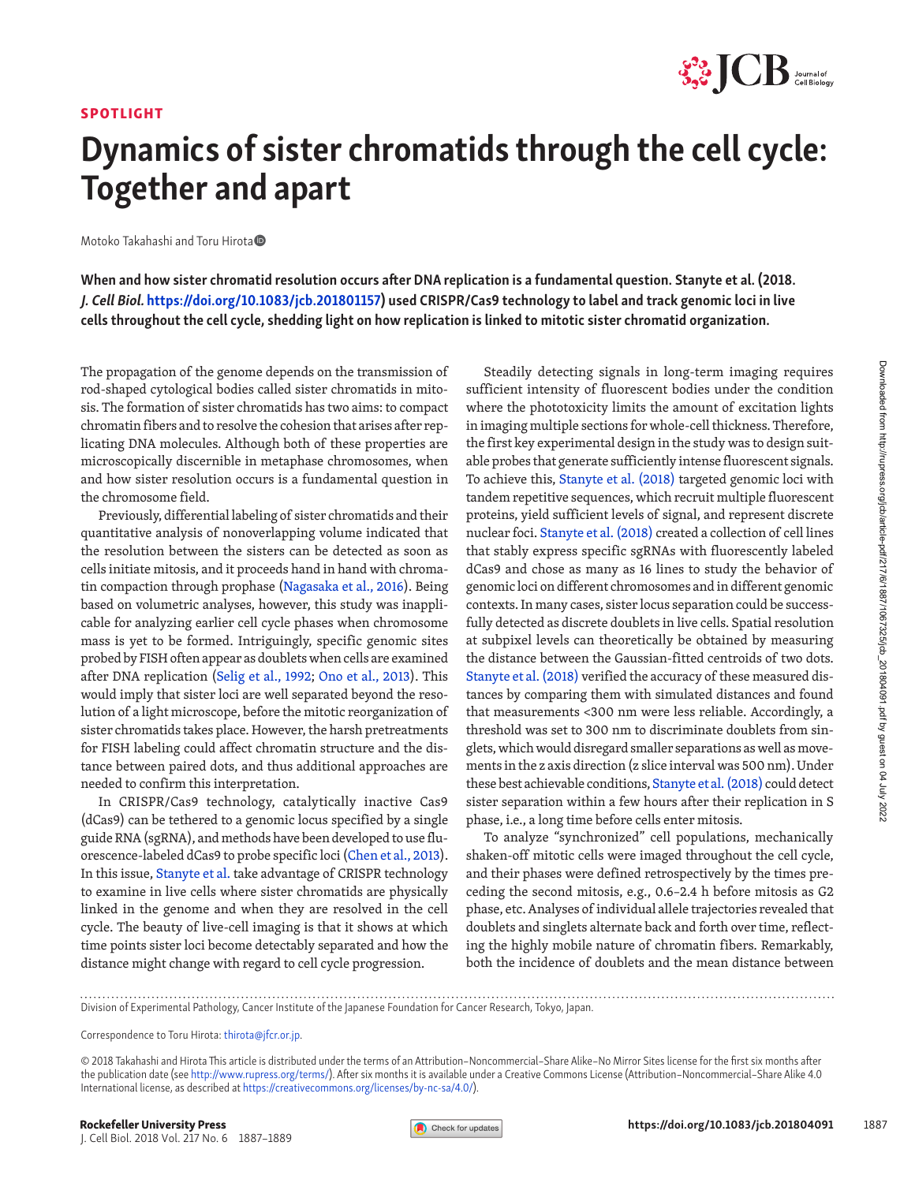**SPOTLIGHT**

# Dynamics of sister chromatids through the cell cycle: Together and apart

Motoko Takahashi and Toru Hirota

**When and how sister chromatid resolution occurs after DNA replication is a fundamental question. Stanyte et al. (2018. *J. Cell Biol.* https://doi.org/10.1083/jcb.201801157) used CRISPR/Cas9 technology to label and track genomic loci in live cells throughout the cell cycle, shedding light on how replication is linked to mitotic sister chromatid organization.**

The propagation of the genome depends on the transmission of rod-shaped cytological bodies called sister chromatids in mitosis. The formation of sister chromatids has two aims: to compact chromatin fibers and to resolve the cohesion that arises after replicating DNA molecules. Although both of these properties are microscopically discernible in metaphase chromosomes, when and how sister resolution occurs is a fundamental question in the chromosome field.

Previously, differential labeling of sister chromatids and their quantitative analysis of nonoverlapping volume indicated that the resolution between the sisters can be detected as soon as cells initiate mitosis, and it proceeds hand in hand with chromatin compaction through prophase (Nagasaka et al., 2016). Being based on volumetric analyses, however, this study was inapplicable for analyzing earlier cell cycle phases when chromosome mass is yet to be formed. Intriguingly, specific genomic sites probed by FISH often appear as doublets when cells are examined after DNA replication (Selig et al., 1992; Ono et al., 2013). This would imply that sister loci are well separated beyond the resolution of a light microscope, before the mitotic reorganization of sister chromatids takes place. However, the harsh pretreatments for FISH labeling could affect chromatin structure and the distance between paired dots, and thus additional approaches are needed to confirm this interpretation.

In CRISPR/Cas9 technology, catalytically inactive Cas9 (dCas9) can be tethered to a genomic locus specified by a single guide RNA (sgRNA), and methods have been developed to use fluorescence-labeled dCas9 to probe specific loci (Chen et al., 2013). In this issue, Stanyte et al. take advantage of CRISPR technology to examine in live cells where sister chromatids are physically linked in the genome and when they are resolved in the cell cycle. The beauty of live-cell imaging is that it shows at which time points sister loci become detectably separated and how the distance might change with regard to cell cycle progression.

Steadily detecting signals in long-term imaging requires sufficient intensity of fluorescent bodies under the condition where the phototoxicity limits the amount of excitation lights in imaging multiple sections for whole-cell thickness. Therefore, the first key experimental design in the study was to design suitable probes that generate sufficiently intense fluorescent signals. To achieve this, Stanyte et al. (2018) targeted genomic loci with tandem repetitive sequences, which recruit multiple fluorescent proteins, yield sufficient levels of signal, and represent discrete nuclear foci. Stanyte et al. (2018) created a collection of cell lines that stably express specific sgRNAs with fluorescently labeled dCas9 and chose as many as 16 lines to study the behavior of genomic loci on different chromosomes and in different genomic contexts. In many cases, sister locus separation could be successfully detected as discrete doublets in live cells. Spatial resolution at subpixel levels can theoretically be obtained by measuring the distance between the Gaussian-fitted centroids of two dots. Stanyte et al. (2018) verified the accuracy of these measured distances by comparing them with simulated distances and found that measurements <300 nm were less reliable. Accordingly, a threshold was set to 300 nm to discriminate doublets from singlets, which would disregard smaller separations as well as movements in the z axis direction (z slice interval was 500 nm). Under these best achievable conditions, Stanyte et al. (2018) could detect sister separation within a few hours after their replication in S phase, i.e., a long time before cells enter mitosis.

To analyze "synchronized" cell populations, mechanically shaken-off mitotic cells were imaged throughout the cell cycle, and their phases were defined retrospectively by the times preceding the second mitosis, e.g., 0.6–2.4 h before mitosis as G2 phase, etc. Analyses of individual allele trajectories revealed that doublets and singlets alternate back and forth over time, reflecting the highly mobile nature of chromatin fibers. Remarkably, both the incidence of doublets and the mean distance between

---

Division of Experimental Pathology, Cancer Institute of the Japanese Foundation for Cancer Research, Tokyo, Japan.

Correspondence to Toru Hirota: thirota@jfcr.or.jp.

© 2018 Takahashi and Hirota This article is distributed under the terms of an Attribution–Noncommercial–Share Alike–No Mirror Sites license for the first six months after the publication date (see http://www.rupress.org/terms/). After six months it is available under a Creative Commons License (Attribution–Noncommercial–Share Alike 4.0 International license, as described at https://creativecommons.org/licenses/by-nc-sa/4.0/).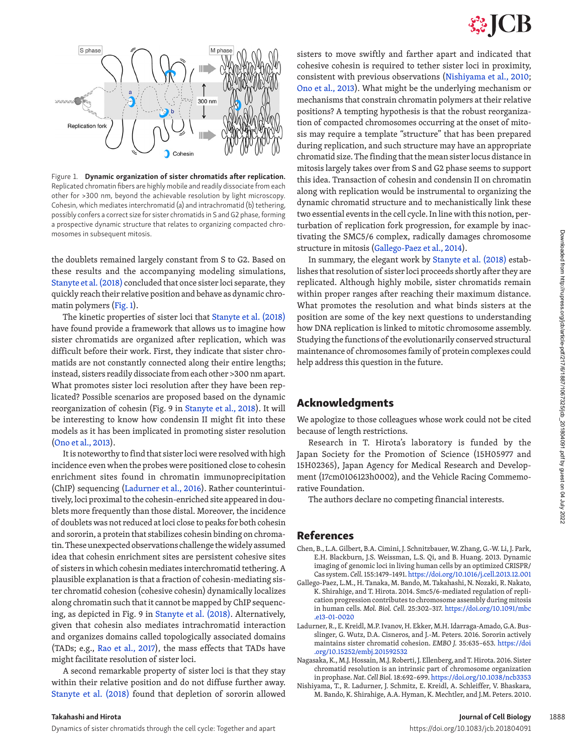Figure 1. **Dynamic organization of sister chromatids after replication.** Replicated chromatin fibers are highly mobile and readily dissociate from each other for >300 nm, beyond the achievable resolution by light microscopy. Cohesin, which mediates interchromatid (a) and intrachromatid (b) tethering, possibly confers a correct size for sister chromatids in S and G2 phase, forming a prospective dynamic structure that relates to organizing compacted chromosomes in subsequent mitosis.

the doublets remained largely constant from S to G2. Based on these results and the accompanying modeling simulations, Stanyte et al. (2018) concluded that once sister loci separate, they quickly reach their relative position and behave as dynamic chromatin polymers (Fig. 1).

The kinetic properties of sister loci that Stanyte et al. (2018) have found provide a framework that allows us to imagine how sister chromatids are organized after replication, which was difficult before their work. First, they indicate that sister chromatids are not constantly connected along their entire lengths; instead, sisters readily dissociate from each other >300 nm apart. What promotes sister loci resolution after they have been replicated? Possible scenarios are proposed based on the dynamic reorganization of cohesin (Fig. 9 in Stanyte et al., 2018). It will be interesting to know how condensin II might fit into these models as it has been implicated in promoting sister resolution (Ono et al., 2013).

It is noteworthy to find that sister loci were resolved with high incidence even when the probes were positioned close to cohesin enrichment sites found in chromatin immunoprecipitation (ChIP) sequencing (Ladurner et al., 2016). Rather counterintuitively, loci proximal to the cohesin-enriched site appeared in doublets more frequently than those distal. Moreover, the incidence of doublets was not reduced at loci close to peaks for both cohesin and sororin, a protein that stabilizes cohesin binding on chromatin. These unexpected observations challenge the widely assumed idea that cohesin enrichment sites are persistent cohesive sites of sisters in which cohesin mediates interchromatid tethering. A plausible explanation is that a fraction of cohesin-mediating sister chromatid cohesion (cohesive cohesin) dynamically localizes along chromatin such that it cannot be mapped by ChIP sequencing, as depicted in Fig. 9 in Stanyte et al. (2018). Alternatively, given that cohesin also mediates intrachromatid interaction and organizes domains called topologically associated domains (TADs; e.g., Rao et al., 2017), the mass effects that TADs have might facilitate resolution of sister loci.

A second remarkable property of sister loci is that they stay within their relative position and do not diffuse further away. Stanyte et al. (2018) found that depletion of sororin allowed sisters to move swiftly and farther apart and indicated that cohesive cohesin is required to tether sister loci in proximity, consistent with previous observations (Nishiyama et al., 2010; Ono et al., 2013). What might be the underlying mechanism or mechanisms that constrain chromatin polymers at their relative positions? A tempting hypothesis is that the robust reorganization of compacted chromosomes occurring at the onset of mitosis may require a template "structure" that has been prepared during replication, and such structure may have an appropriate chromatid size. The finding that the mean sister locus distance in mitosis largely takes over from S and G2 phase seems to support this idea. Transaction of cohesin and condensin II on chromatin along with replication would be instrumental to organizing the dynamic chromatid structure and to mechanistically link these two essential events in the cell cycle. In line with this notion, perturbation of replication fork progression, for example by inactivating the SMC5/6 complex, radically damages chromosome structure in mitosis (Gallego-Paez et al., 2014).

In summary, the elegant work by Stanyte et al. (2018) establishes that resolution of sister loci proceeds shortly after they are replicated. Although highly mobile, sister chromatids remain within proper ranges after reaching their maximum distance. What promotes the resolution and what binds sisters at the position are some of the key next questions to understanding how DNA replication is linked to mitotic chromosome assembly. Studying the functions of the evolutionarily conserved structural maintenance of chromosomes family of protein complexes could help address this question in the future.

## Acknowledgments

We apologize to those colleagues whose work could not be cited because of length restrictions.

Research in T. Hirota's laboratory is funded by the Japan Society for the Promotion of Science (15H05977 and 15H02365), Japan Agency for Medical Research and Development (17cm0106123h0002), and the Vehicle Racing Commemorative Foundation.

The authors declare no competing financial interests.

## References

Chen, B., L.A. Gilbert, B.A. Cimini, J. Schnitzbauer, W. Zhang, G.-W. Li, J. Park, E.H. Blackburn, J.S. Weissman, L.S. Qi, and B. Huang. 2013. Dynamic imaging of genomic loci in living human cells by an optimized CRISPR/Cas system. *Cell*. 155:1479–1491. https://doi.org/10.1016/j.cell.2013.12.001

Gallego-Paez, L.M., H. Tanaka, M. Bando, M. Takahashi, N. Nozaki, R. Nakato, K. Shirahige, and T. Hirota. 2014. Smc5/6-mediated regulation of replication progression contributes to chromosome assembly during mitosis in human cells. *Mol. Biol. Cell*. 25:302–317. https://doi.org/10.1091/mbc.e13-01-0020

Ladurner, R., E. Kreidl, M.P. Ivanov, H. Ekker, M.H. Idarraga-Amado, G.A. Busslinger, G. Wutz, D.A. Cisneros, and J.-M. Peters. 2016. Sororin actively maintains sister chromatid cohesion. *EMBO J*. 35:635–653. https://doi.org/10.15252/embj.201592532

Nagasaka, K., M.J. Hossain, M.J. Roberti, J. Ellenberg, and T. Hirota. 2016. Sister chromatid resolution is an intrinsic part of chromosome organization in prophase. *Nat. Cell Biol*. 18:692–699. https://doi.org/10.1038/ncb3353

Nishiyama, T., R. Ladurner, J. Schmitz, E. Kreidl, A. Schleiffer, V. Bhaskara, M. Bando, K. Shirahige, A.A. Hyman, K. Mechtler, and J.M. Peters. 2010.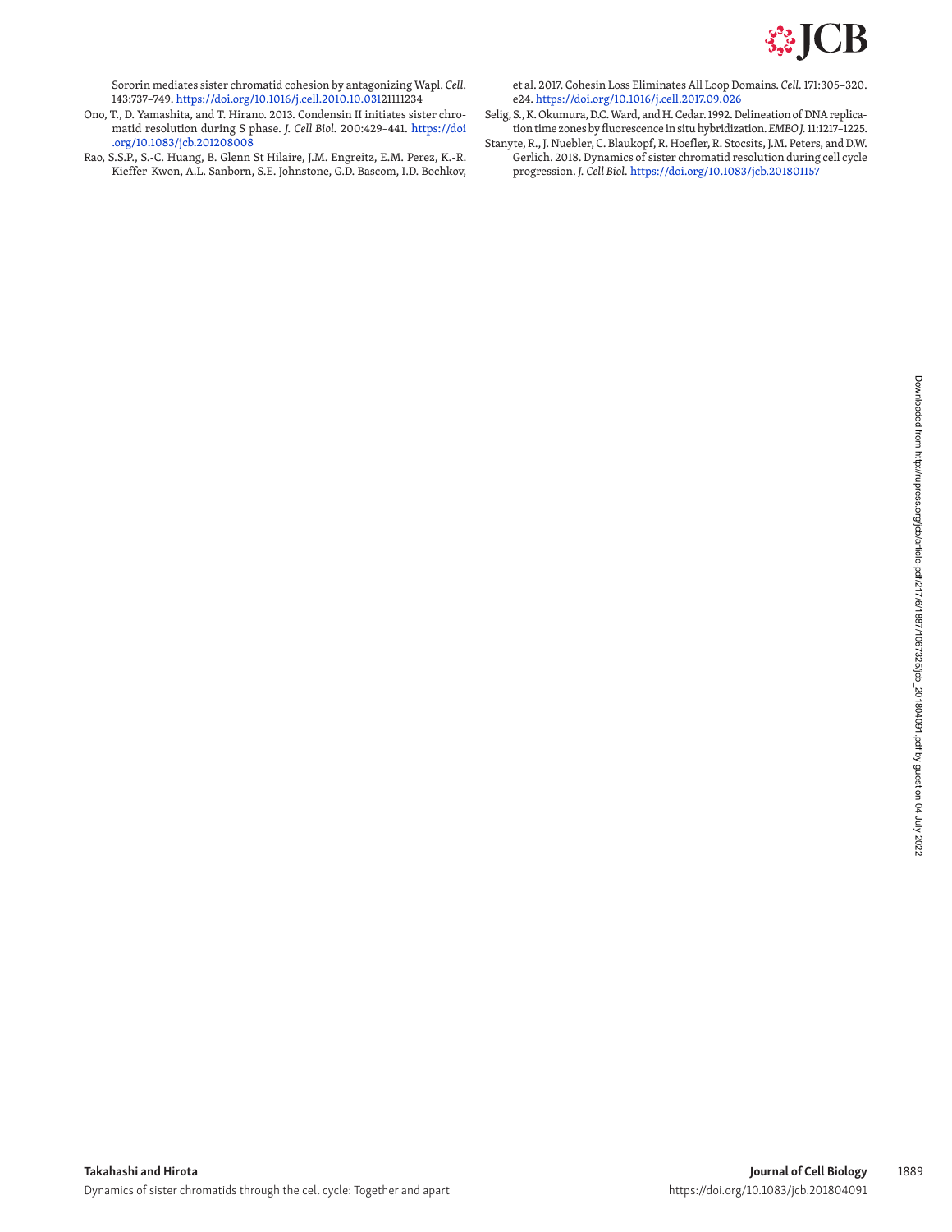Sororin mediates sister chromatid cohesion by antagonizing Wapl. *Cell*. 143:737–749. https://doi.org/10.1016/j.cell.2010.10.031​21111234

Ono, T., D. Yamashita, and T. Hirano. 2013. Condensin II initiates sister chromatid resolution during S phase. *J. Cell Biol.* 200:429–441. https://doi.org/10.1083/jcb.201208008

Rao, S.S.P., S.-C. Huang, B. Glenn St Hilaire, J.M. Engreitz, E.M. Perez, K.-R. Kieffer-Kwon, A.L. Sanborn, S.E. Johnstone, G.D. Bascom, I.D. Bochkov, et al. 2017. Cohesin Loss Eliminates All Loop Domains. *Cell*. 171:305–320.e24. https://doi.org/10.1016/j.cell.2017.09.026

Selig, S., K. Okumura, D.C. Ward, and H. Cedar. 1992. Delineation of DNA replication time zones by fluorescence in situ hybridization. *EMBO J.* 11:1217–1225.

Stanyte, R., J. Nuebler, C. Blaukopf, R. Hoefler, R. Stocsits, J.M. Peters, and D.W. Gerlich. 2018. Dynamics of sister chromatid resolution during cell cycle progression. *J. Cell Biol.* https://doi.org/10.1083/jcb.201801157